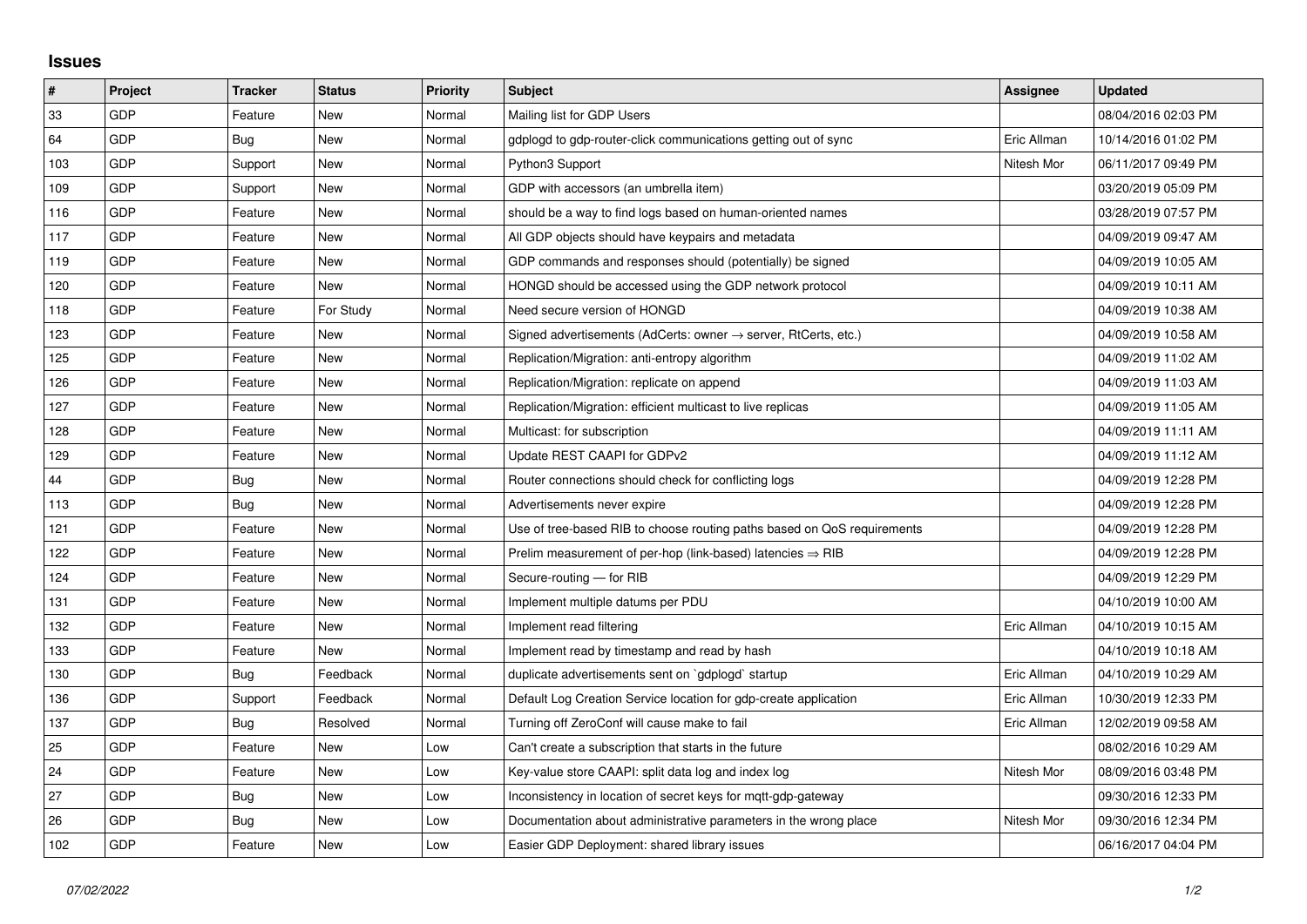## Issues

| # | Project | Tracker | Status | Priority | Subject | Assignee | Updated |
|---|---|---|---|---|---|---|---|
| 33 | GDP | Feature | New | Normal | Mailing list for GDP Users | | 08/04/2016 02:03 PM |
| 64 | GDP | Bug | New | Normal | gdplogd to gdp-router-click communications getting out of sync | Eric Allman | 10/14/2016 01:02 PM |
| 103 | GDP | Support | New | Normal | Python3 Support | Nitesh Mor | 06/11/2017 09:49 PM |
| 109 | GDP | Support | New | Normal | GDP with accessors (an umbrella item) | | 03/20/2019 05:09 PM |
| 116 | GDP | Feature | New | Normal | should be a way to find logs based on human-oriented names | | 03/28/2019 07:57 PM |
| 117 | GDP | Feature | New | Normal | All GDP objects should have keypairs and metadata | | 04/09/2019 09:47 AM |
| 119 | GDP | Feature | New | Normal | GDP commands and responses should (potentially) be signed | | 04/09/2019 10:05 AM |
| 120 | GDP | Feature | New | Normal | HONGD should be accessed using the GDP network protocol | | 04/09/2019 10:11 AM |
| 118 | GDP | Feature | For Study | Normal | Need secure version of HONGD | | 04/09/2019 10:38 AM |
| 123 | GDP | Feature | New | Normal | Signed advertisements (AdCerts: owner → server, RtCerts, etc.) | | 04/09/2019 10:58 AM |
| 125 | GDP | Feature | New | Normal | Replication/Migration: anti-entropy algorithm | | 04/09/2019 11:02 AM |
| 126 | GDP | Feature | New | Normal | Replication/Migration: replicate on append | | 04/09/2019 11:03 AM |
| 127 | GDP | Feature | New | Normal | Replication/Migration: efficient multicast to live replicas | | 04/09/2019 11:05 AM |
| 128 | GDP | Feature | New | Normal | Multicast: for subscription | | 04/09/2019 11:11 AM |
| 129 | GDP | Feature | New | Normal | Update REST CAAPI for GDPv2 | | 04/09/2019 11:12 AM |
| 44 | GDP | Bug | New | Normal | Router connections should check for conflicting logs | | 04/09/2019 12:28 PM |
| 113 | GDP | Bug | New | Normal | Advertisements never expire | | 04/09/2019 12:28 PM |
| 121 | GDP | Feature | New | Normal | Use of tree-based RIB to choose routing paths based on QoS requirements | | 04/09/2019 12:28 PM |
| 122 | GDP | Feature | New | Normal | Prelim measurement of per-hop (link-based) latencies ⇒ RIB | | 04/09/2019 12:28 PM |
| 124 | GDP | Feature | New | Normal | Secure-routing — for RIB | | 04/09/2019 12:29 PM |
| 131 | GDP | Feature | New | Normal | Implement multiple datums per PDU | | 04/10/2019 10:00 AM |
| 132 | GDP | Feature | New | Normal | Implement read filtering | Eric Allman | 04/10/2019 10:15 AM |
| 133 | GDP | Feature | New | Normal | Implement read by timestamp and read by hash | | 04/10/2019 10:18 AM |
| 130 | GDP | Bug | Feedback | Normal | duplicate advertisements sent on `gdplogd` startup | Eric Allman | 04/10/2019 10:29 AM |
| 136 | GDP | Support | Feedback | Normal | Default Log Creation Service location for gdp-create application | Eric Allman | 10/30/2019 12:33 PM |
| 137 | GDP | Bug | Resolved | Normal | Turning off ZeroConf will cause make to fail | Eric Allman | 12/02/2019 09:58 AM |
| 25 | GDP | Feature | New | Low | Can't create a subscription that starts in the future | | 08/02/2016 10:29 AM |
| 24 | GDP | Feature | New | Low | Key-value store CAAPI: split data log and index log | Nitesh Mor | 08/09/2016 03:48 PM |
| 27 | GDP | Bug | New | Low | Inconsistency in location of secret keys for mqtt-gdp-gateway | | 09/30/2016 12:33 PM |
| 26 | GDP | Bug | New | Low | Documentation about administrative parameters in the wrong place | Nitesh Mor | 09/30/2016 12:34 PM |
| 102 | GDP | Feature | New | Low | Easier GDP Deployment: shared library issues | | 06/16/2017 04:04 PM |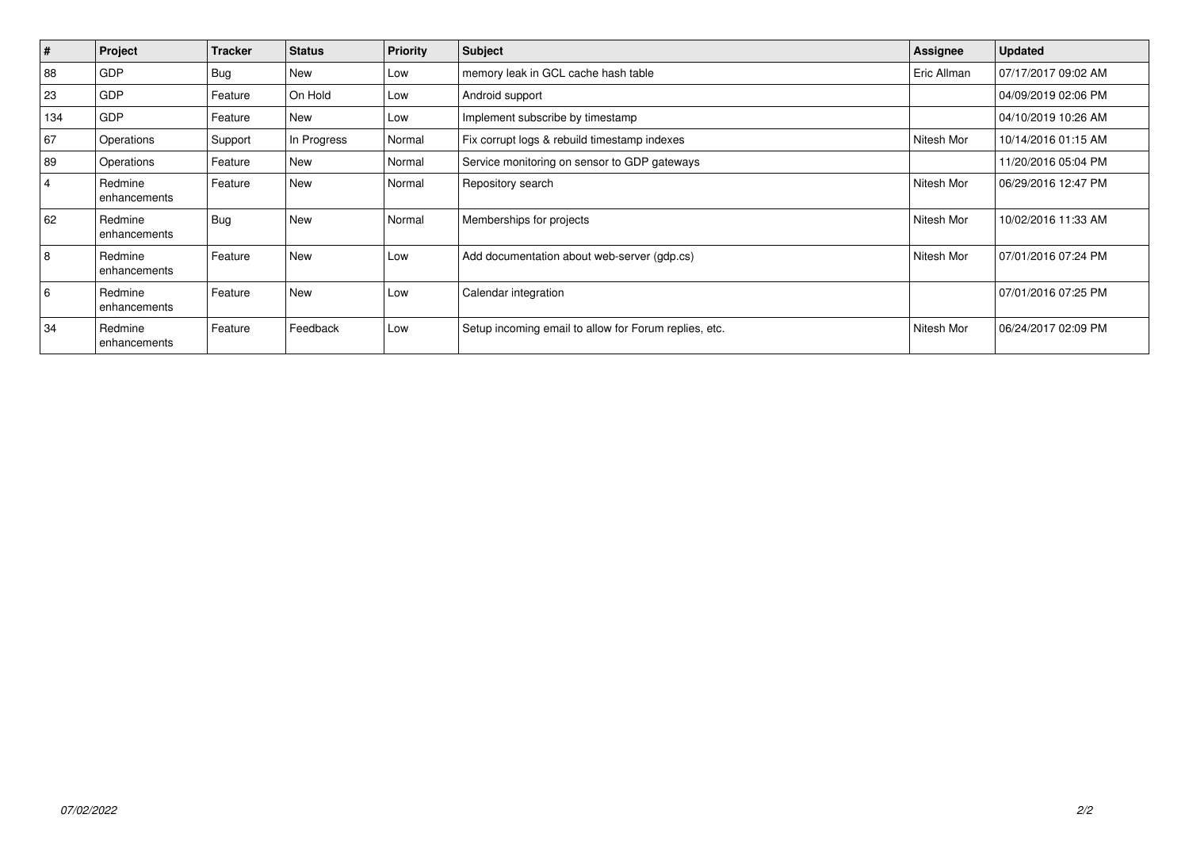| # | Project | Tracker | Status | Priority | Subject | Assignee | Updated |
|---|---|---|---|---|---|---|---|
| 88 | GDP | Bug | New | Low | memory leak in GCL cache hash table | Eric Allman | 07/17/2017 09:02 AM |
| 23 | GDP | Feature | On Hold | Low | Android support | | 04/09/2019 02:06 PM |
| 134 | GDP | Feature | New | Low | Implement subscribe by timestamp | | 04/10/2019 10:26 AM |
| 67 | Operations | Support | In Progress | Normal | Fix corrupt logs & rebuild timestamp indexes | Nitesh Mor | 10/14/2016 01:15 AM |
| 89 | Operations | Feature | New | Normal | Service monitoring on sensor to GDP gateways | | 11/20/2016 05:04 PM |
| 4 | Redmine enhancements | Feature | New | Normal | Repository search | Nitesh Mor | 06/29/2016 12:47 PM |
| 62 | Redmine enhancements | Bug | New | Normal | Memberships for projects | Nitesh Mor | 10/02/2016 11:33 AM |
| 8 | Redmine enhancements | Feature | New | Low | Add documentation about web-server (gdp.cs) | Nitesh Mor | 07/01/2016 07:24 PM |
| 6 | Redmine enhancements | Feature | New | Low | Calendar integration | | 07/01/2016 07:25 PM |
| 34 | Redmine enhancements | Feature | Feedback | Low | Setup incoming email to allow for Forum replies, etc. | Nitesh Mor | 06/24/2017 02:09 PM |

*07/02/2022*